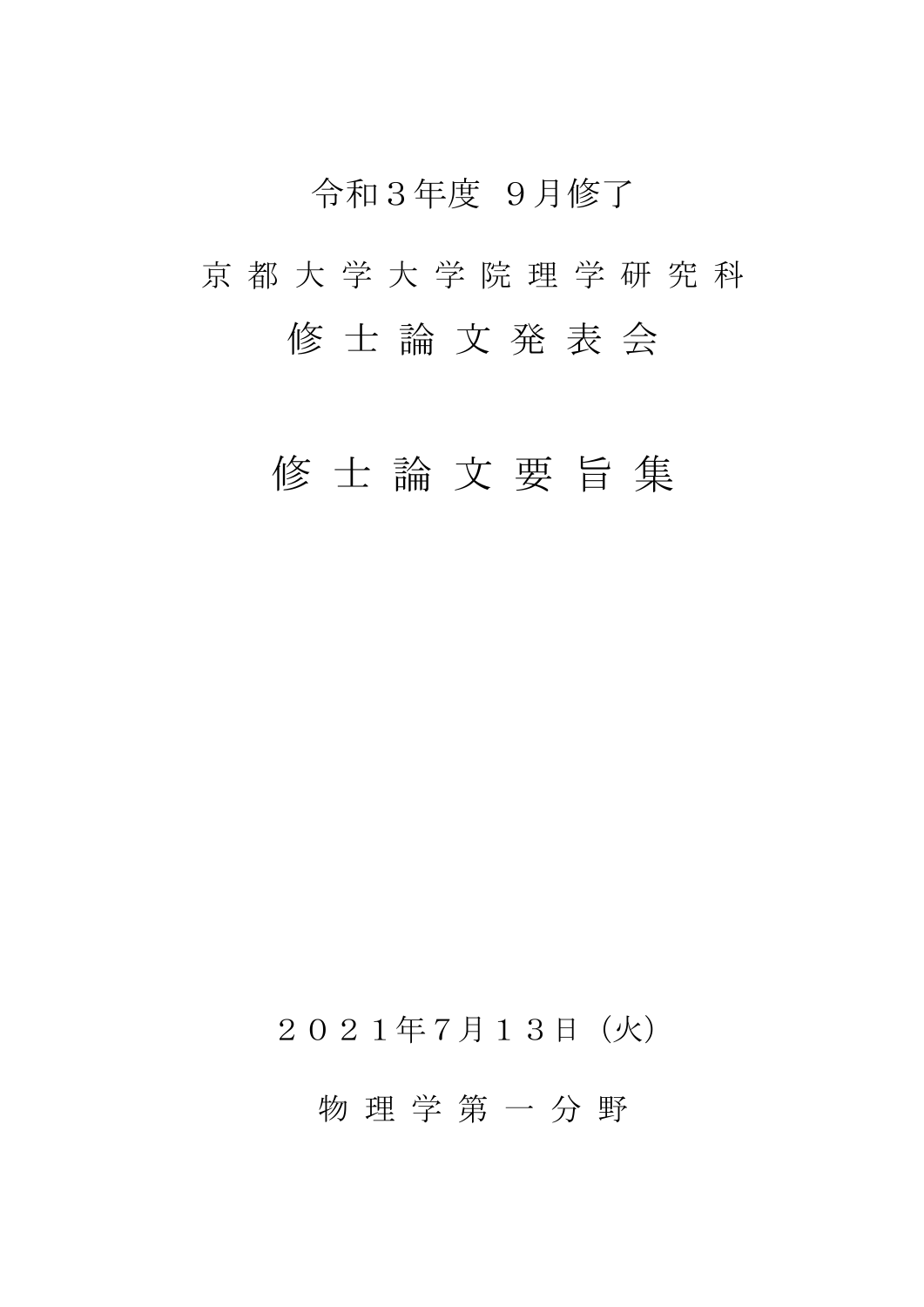令和３年度　９月修了

京 都 大 学 大 学 院 理 学 研 究 科

# 修 士 論 文 発 表 会

# 修 士 論 文 要 旨 集

２０２１年7月１３日（火）

物 理 学 第 一 分 野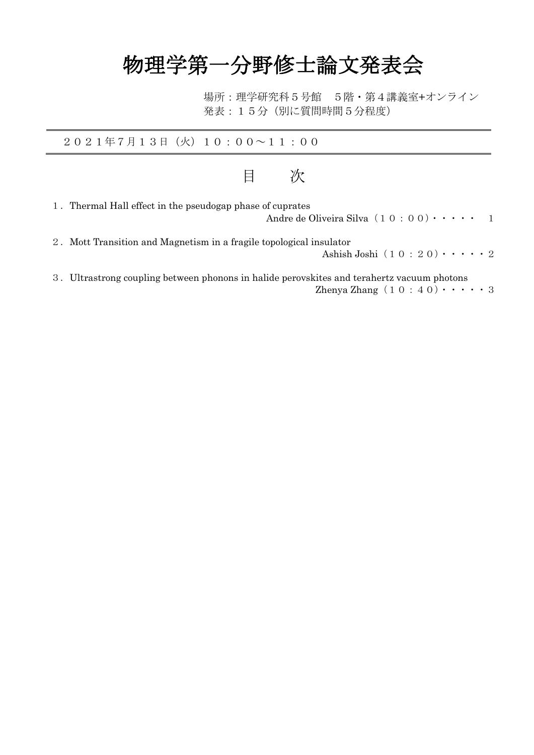# 物理学第一分野修士論文発表会

場所：理学研究科５号館　５階・第４講義室+オンライン
発表：１５分（別に質問時間５分程度）

---

２０２１年7月１３日（火）１０：００～１１：００

---

## 目　　次

１．Thermal Hall effect in the pseudogap phase of cuprates
Andre de Oliveira Silva（１０：００）・・・・・　1

２．Mott Transition and Magnetism in a fragile topological insulator
Ashish Joshi（１０：２０）・・・・・２

３．Ultrastrong coupling between phonons in halide perovskites and terahertz vacuum photons
Zhenya Zhang（１０：４０）・・・・・３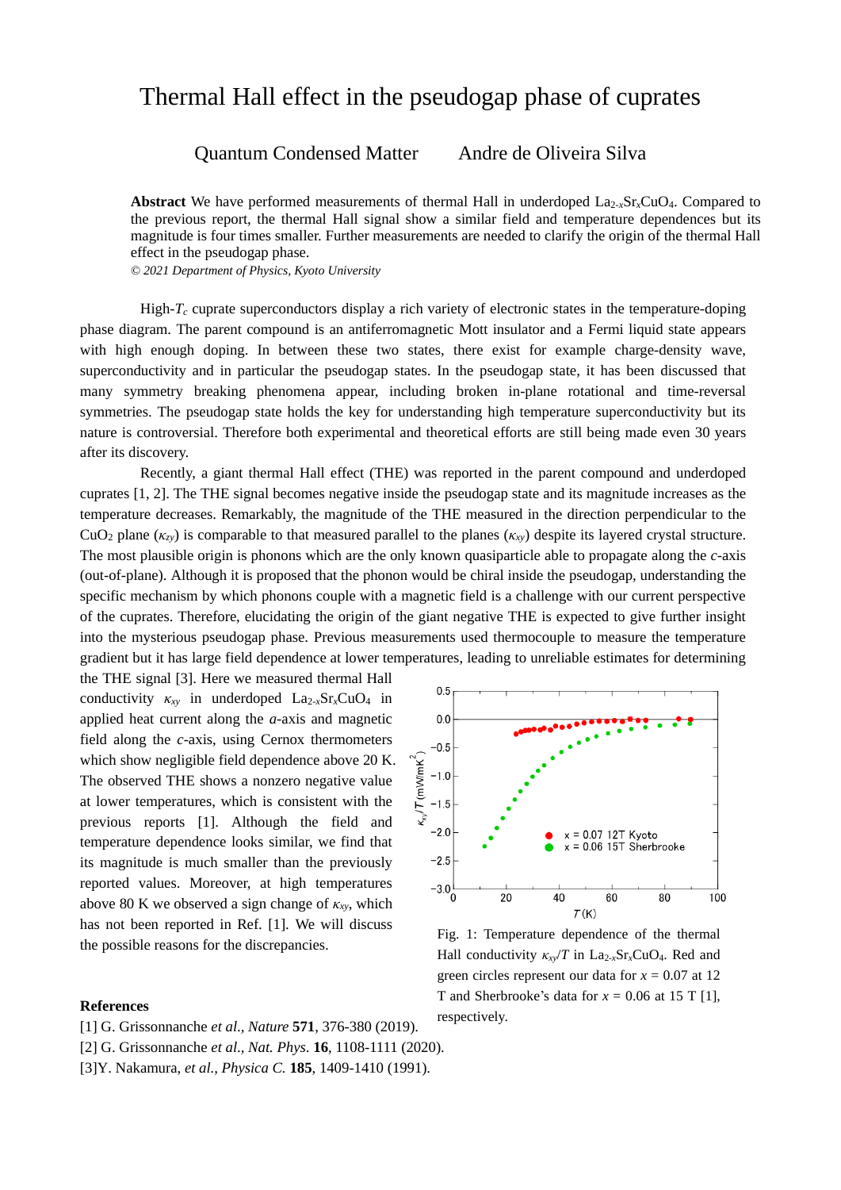# Thermal Hall effect in the pseudogap phase of cuprates

Quantum Condensed Matter    Andre de Oliveira Silva

**Abstract** We have performed measurements of thermal Hall in underdoped $La_{2-x}Sr_xCuO_4$. Compared to the previous report, the thermal Hall signal show a similar field and temperature dependences but its magnitude is four times smaller. Further measurements are needed to clarify the origin of the thermal Hall effect in the pseudogap phase.

*© 2021 Department of Physics, Kyoto University*

High-$T_c$ cuprate superconductors display a rich variety of electronic states in the temperature-doping phase diagram. The parent compound is an antiferromagnetic Mott insulator and a Fermi liquid state appears with high enough doping. In between these two states, there exist for example charge-density wave, superconductivity and in particular the pseudogap states. In the pseudogap state, it has been discussed that many symmetry breaking phenomena appear, including broken in-plane rotational and time-reversal symmetries. The pseudogap state holds the key for understanding high temperature superconductivity but its nature is controversial. Therefore both experimental and theoretical efforts are still being made even 30 years after its discovery.

Recently, a giant thermal Hall effect (THE) was reported in the parent compound and underdoped cuprates [1, 2]. The THE signal becomes negative inside the pseudogap state and its magnitude increases as the temperature decreases. Remarkably, the magnitude of the THE measured in the direction perpendicular to the $CuO_2$ plane ($\kappa_{zy}$) is comparable to that measured parallel to the planes ($\kappa_{xy}$) despite its layered crystal structure. The most plausible origin is phonons which are the only known quasiparticle able to propagate along the *c*-axis (out-of-plane). Although it is proposed that the phonon would be chiral inside the pseudogap, understanding the specific mechanism by which phonons couple with a magnetic field is a challenge with our current perspective of the cuprates. Therefore, elucidating the origin of the giant negative THE is expected to give further insight into the mysterious pseudogap phase. Previous measurements used thermocouple to measure the temperature gradient but it has large field dependence at lower temperatures, leading to unreliable estimates for determining the THE signal [3]. Here we measured thermal Hall conductivity $\kappa_{xy}$ in underdoped $La_{2-x}Sr_xCuO_4$ in applied heat current along the *a*-axis and magnetic field along the *c*-axis, using Cernox thermometers which show negligible field dependence above 20 K. The observed THE shows a nonzero negative value at lower temperatures, which is consistent with the previous reports [1]. Although the field and temperature dependence looks similar, we find that its magnitude is much smaller than the previously reported values. Moreover, at high temperatures above 80 K we observed a sign change of $\kappa_{xy}$, which has not been reported in Ref. [1]. We will discuss the possible reasons for the discrepancies.

Fig. 1: Temperature dependence of the thermal Hall conductivity $\kappa_{xy}/T$ in $La_{2-x}Sr_xCuO_4$. Red and green circles represent our data for $x = 0.07$ at 12 T and Sherbrooke's data for $x = 0.06$ at 15 T [1], respectively.

## References

[1] G. Grissonnanche *et al*., *Nature* **571**, 376-380 (2019).

[2] G. Grissonnanche *et al*. *Nat. Phys*. **16**, 1108-1111 (2020).

[3] Y. Nakamura, *et al., Physica C.* **185**, 1409-1410 (1991).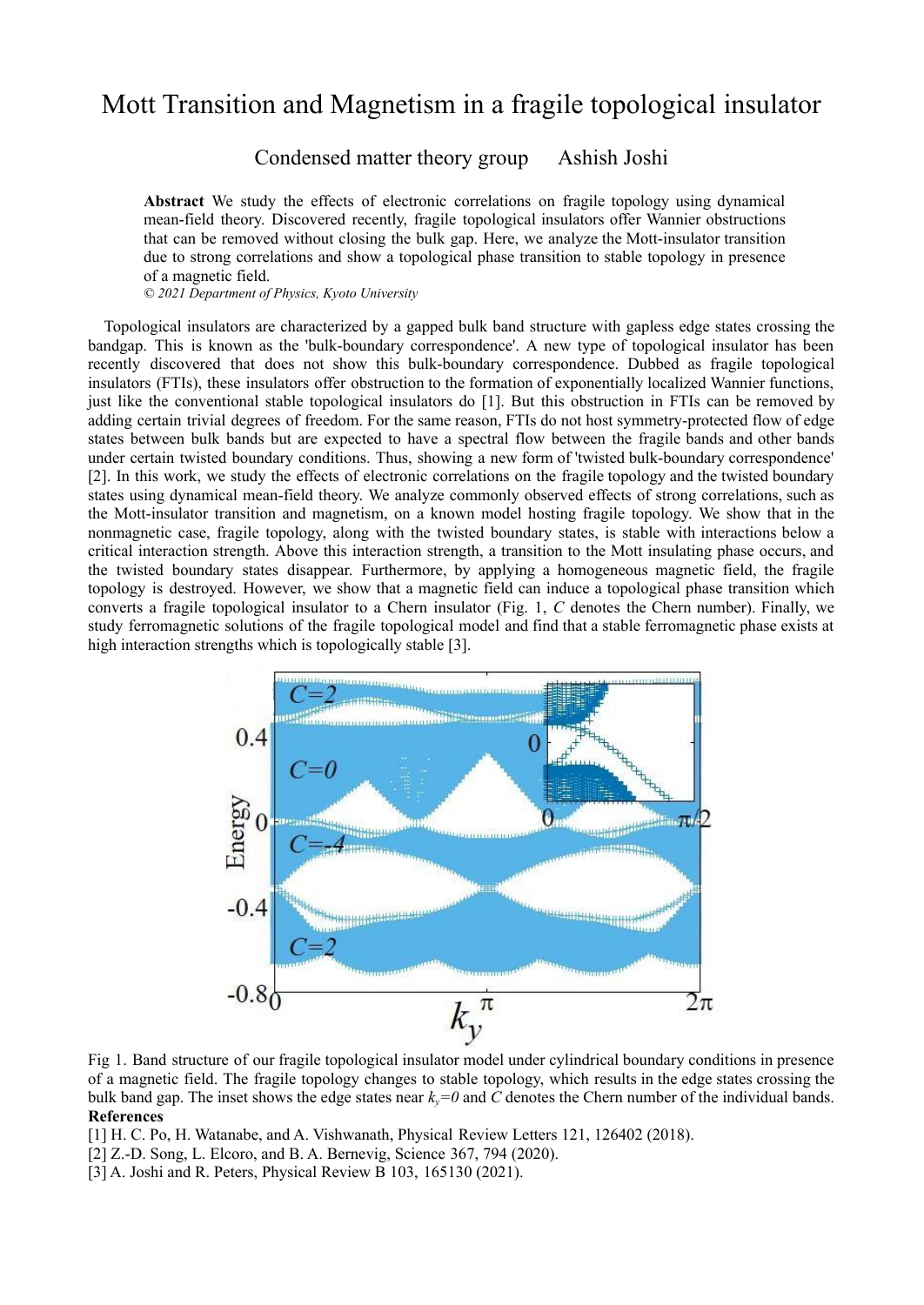# Mott Transition and Magnetism in a fragile topological insulator

Condensed matter theory group  Ashish Joshi

**Abstract** We study the effects of electronic correlations on fragile topology using dynamical mean-field theory. Discovered recently, fragile topological insulators offer Wannier obstructions that can be removed without closing the bulk gap. Here, we analyze the Mott-insulator transition due to strong correlations and show a topological phase transition to stable topology in presence of a magnetic field.

*© 2021 Department of Physics, Kyoto University*

Topological insulators are characterized by a gapped bulk band structure with gapless edge states crossing the bandgap. This is known as the 'bulk-boundary correspondence'. A new type of topological insulator has been recently discovered that does not show this bulk-boundary correspondence. Dubbed as fragile topological insulators (FTIs), these insulators offer obstruction to the formation of exponentially localized Wannier functions, just like the conventional stable topological insulators do [1]. But this obstruction in FTIs can be removed by adding certain trivial degrees of freedom. For the same reason, FTIs do not host symmetry-protected flow of edge states between bulk bands but are expected to have a spectral flow between the fragile bands and other bands under certain twisted boundary conditions. Thus, showing a new form of 'twisted bulk-boundary correspondence' [2]. In this work, we study the effects of electronic correlations on the fragile topology and the twisted boundary states using dynamical mean-field theory. We analyze commonly observed effects of strong correlations, such as the Mott-insulator transition and magnetism, on a known model hosting fragile topology. We show that in the nonmagnetic case, fragile topology, along with the twisted boundary states, is stable with interactions below a critical interaction strength. Above this interaction strength, a transition to the Mott insulating phase occurs, and the twisted boundary states disappear. Furthermore, by applying a homogeneous magnetic field, the fragile topology is destroyed. However, we show that a magnetic field can induce a topological phase transition which converts a fragile topological insulator to a Chern insulator (Fig. 1, $C$ denotes the Chern number). Finally, we study ferromagnetic solutions of the fragile topological model and find that a stable ferromagnetic phase exists at high interaction strengths which is topologically stable [3].

Fig 1. Band structure of our fragile topological insulator model under cylindrical boundary conditions in presence of a magnetic field. The fragile topology changes to stable topology, which results in the edge states crossing the bulk band gap. The inset shows the edge states near $k_y=0$ and $C$ denotes the Chern number of the individual bands.

**References**

[1] H. C. Po, H. Watanabe, and A. Vishwanath, Physical Review Letters 121, 126402 (2018).

[2] Z.-D. Song, L. Elcoro, and B. A. Bernevig, Science 367, 794 (2020).

[3] A. Joshi and R. Peters, Physical Review B 103, 165130 (2021).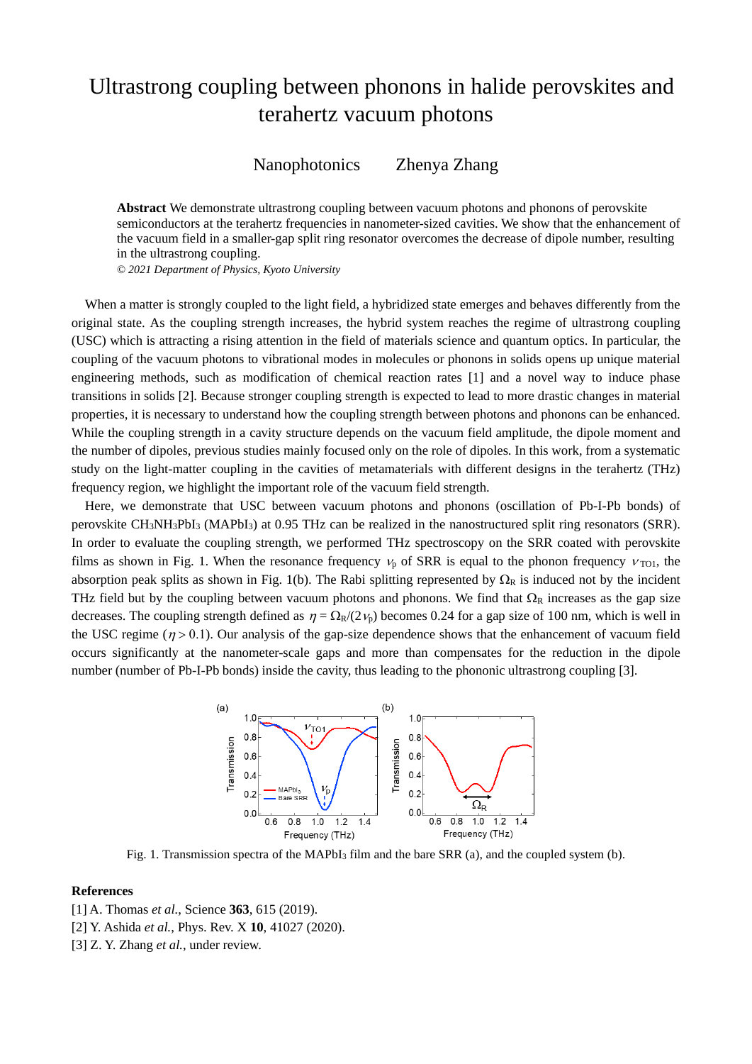# Ultrastrong coupling between phonons in halide perovskites and terahertz vacuum photons

Nanophotonics  Zhenya Zhang

**Abstract** We demonstrate ultrastrong coupling between vacuum photons and phonons of perovskite semiconductors at the terahertz frequencies in nanometer-sized cavities. We show that the enhancement of the vacuum field in a smaller-gap split ring resonator overcomes the decrease of dipole number, resulting in the ultrastrong coupling.

*© 2021 Department of Physics, Kyoto University*

When a matter is strongly coupled to the light field, a hybridized state emerges and behaves differently from the original state. As the coupling strength increases, the hybrid system reaches the regime of ultrastrong coupling (USC) which is attracting a rising attention in the field of materials science and quantum optics. In particular, the coupling of the vacuum photons to vibrational modes in molecules or phonons in solids opens up unique material engineering methods, such as modification of chemical reaction rates [1] and a novel way to induce phase transitions in solids [2]. Because stronger coupling strength is expected to lead to more drastic changes in material properties, it is necessary to understand how the coupling strength between photons and phonons can be enhanced. While the coupling strength in a cavity structure depends on the vacuum field amplitude, the dipole moment and the number of dipoles, previous studies mainly focused only on the role of dipoles. In this work, from a systematic study on the light-matter coupling in the cavities of metamaterials with different designs in the terahertz (THz) frequency region, we highlight the important role of the vacuum field strength.

Here, we demonstrate that USC between vacuum photons and phonons (oscillation of Pb-I-Pb bonds) of perovskite $CH_3NH_3PbI_3$ ($MAPbI_3$) at 0.95 THz can be realized in the nanostructured split ring resonators (SRR). In order to evaluate the coupling strength, we performed THz spectroscopy on the SRR coated with perovskite films as shown in Fig. 1. When the resonance frequency $\nu_p$ of SRR is equal to the phonon frequency $\nu_{TO1}$, the absorption peak splits as shown in Fig. 1(b). The Rabi splitting represented by $\Omega_R$ is induced not by the incident THz field but by the coupling between vacuum photons and phonons. We find that $\Omega_R$ increases as the gap size decreases. The coupling strength defined as $\eta = \Omega_R/(2\nu_p)$ becomes 0.24 for a gap size of 100 nm, which is well in the USC regime ($\eta > 0.1$). Our analysis of the gap-size dependence shows that the enhancement of vacuum field occurs significantly at the nanometer-scale gaps and more than compensates for the reduction in the dipole number (number of Pb-I-Pb bonds) inside the cavity, thus leading to the phononic ultrastrong coupling [3].

(a)
Transmission
1.0
0.8
0.6
0.4
0.2
0.0
0.6 0.8 1.0 1.2 1.4
Frequency (THz)
$\nu_{TO1}$
$\nu_p$
MAPbI$_3$
Bare SRR

(b)
Transmission
1.0
0.8
0.6
0.4
0.2
0.0
0.6 0.8 1.0 1.2 1.4
Frequency (THz)
$\Omega_R$

Fig. 1. Transmission spectra of the $MAPbI_3$ film and the bare SRR (a), and the coupled system (b).

**References**

[1] A. Thomas *et al.*, Science **363**, 615 (2019).
[2] Y. Ashida *et al.*, Phys. Rev. X **10**, 41027 (2020).
[3] Z. Y. Zhang *et al.*, under review.